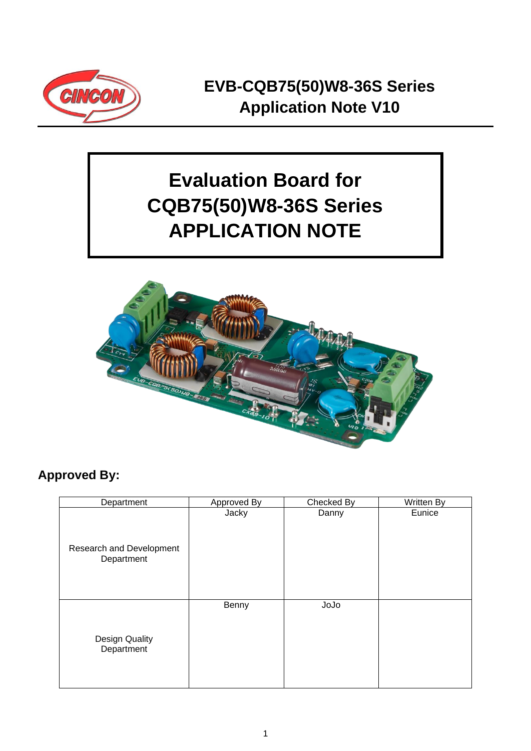# EVB-CQB75(50)W8-36S Series Application Note V10

# Evaluation Board for CQB75(50)W8-36S Series APPLICATION NOTE

**Approved By:**

| Department | Approved By | Checked By | Written By |
|---|---|---|---|
| Research and Development Department | Jacky | Danny | Eunice |
| Design Quality Department | Benny | JoJo | |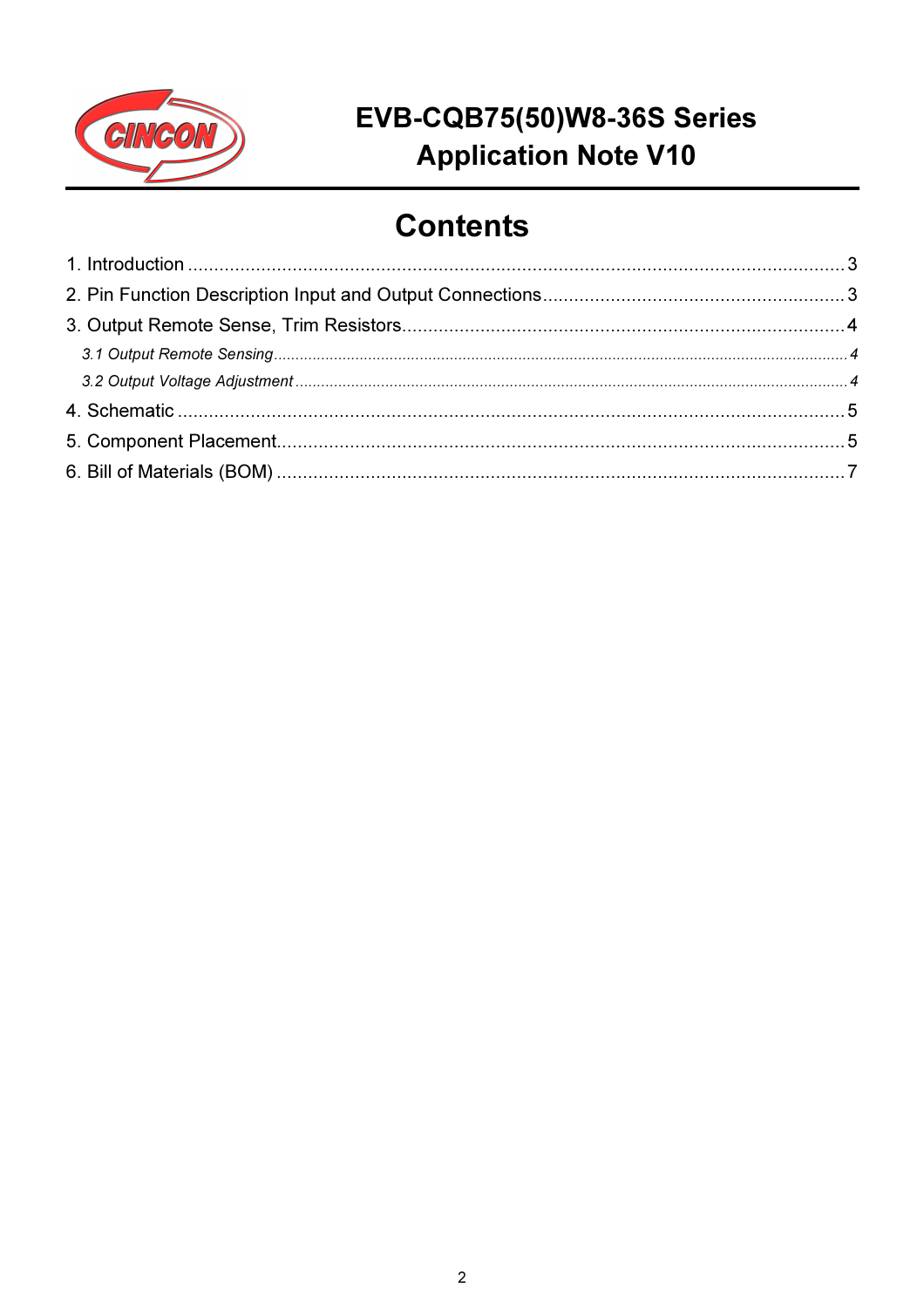# EVB-CQB75(50)W8-36S Series Application Note V10

## Contents

1. Introduction ..... 3
2. Pin Function Description Input and Output Connections ..... 3
3. Output Remote Sense, Trim Resistors ..... 4
   - *3.1 Output Remote Sensing* ..... 4
   - *3.2 Output Voltage Adjustment* ..... 4
4. Schematic ..... 5
5. Component Placement ..... 5
6. Bill of Materials (BOM) ..... 7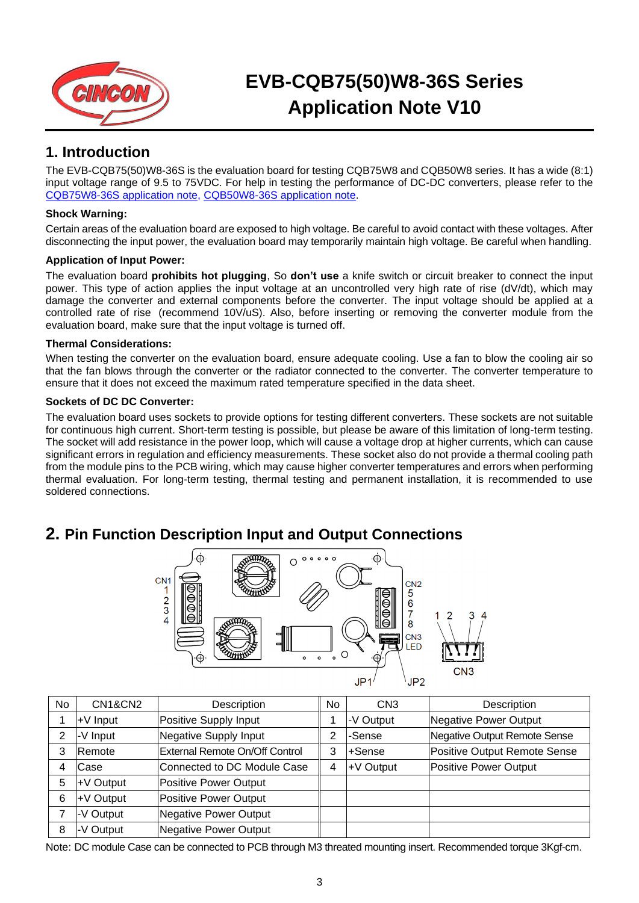# EVB-CQB75(50)W8-36S Series Application Note V10

## 1. Introduction

The EVB-CQB75(50)W8-36S is the evaluation board for testing CQB75W8 and CQB50W8 series. It has a wide (8:1) input voltage range of 9.5 to 75VDC. For help in testing the performance of DC-DC converters, please refer to the CQB75W8-36S application note, CQB50W8-36S application note.

**Shock Warning:**

Certain areas of the evaluation board are exposed to high voltage. Be careful to avoid contact with these voltages. After disconnecting the input power, the evaluation board may temporarily maintain high voltage. Be careful when handling.

**Application of Input Power:**

The evaluation board **prohibits hot plugging**, So **don't use** a knife switch or circuit breaker to connect the input power. This type of action applies the input voltage at an uncontrolled very high rate of rise (dV/dt), which may damage the converter and external components before the converter. The input voltage should be applied at a controlled rate of rise (recommend 10V/uS). Also, before inserting or removing the converter module from the evaluation board, make sure that the input voltage is turned off.

**Thermal Considerations:**

When testing the converter on the evaluation board, ensure adequate cooling. Use a fan to blow the cooling air so that the fan blows through the converter or the radiator connected to the converter. The converter temperature to ensure that it does not exceed the maximum rated temperature specified in the data sheet.

**Sockets of DC DC Converter:**

The evaluation board uses sockets to provide options for testing different converters. These sockets are not suitable for continuous high current. Short-term testing is possible, but please be aware of this limitation of long-term testing. The socket will add resistance in the power loop, which will cause a voltage drop at higher currents, which can cause significant errors in regulation and efficiency measurements. These socket also do not provide a thermal cooling path from the module pins to the PCB wiring, which may cause higher converter temperatures and errors when performing thermal evaluation. For long-term testing, thermal testing and permanent installation, it is recommended to use soldered connections.

## 2. Pin Function Description Input and Output Connections

| No | CN1&CN2 | Description | No | CN3 | Description |
|---|---|---|---|---|---|
| 1 | +V Input | Positive Supply Input | 1 | -V Output | Negative Power Output |
| 2 | -V Input | Negative Supply Input | 2 | -Sense | Negative Output Remote Sense |
| 3 | Remote | External Remote On/Off Control | 3 | +Sense | Positive Output Remote Sense |
| 4 | Case | Connected to DC Module Case | 4 | +V Output | Positive Power Output |
| 5 | +V Output | Positive Power Output | | | |
| 6 | +V Output | Positive Power Output | | | |
| 7 | -V Output | Negative Power Output | | | |
| 8 | -V Output | Negative Power Output | | | |

Note: DC module Case can be connected to PCB through M3 threated mounting insert. Recommended torque 3Kgf-cm.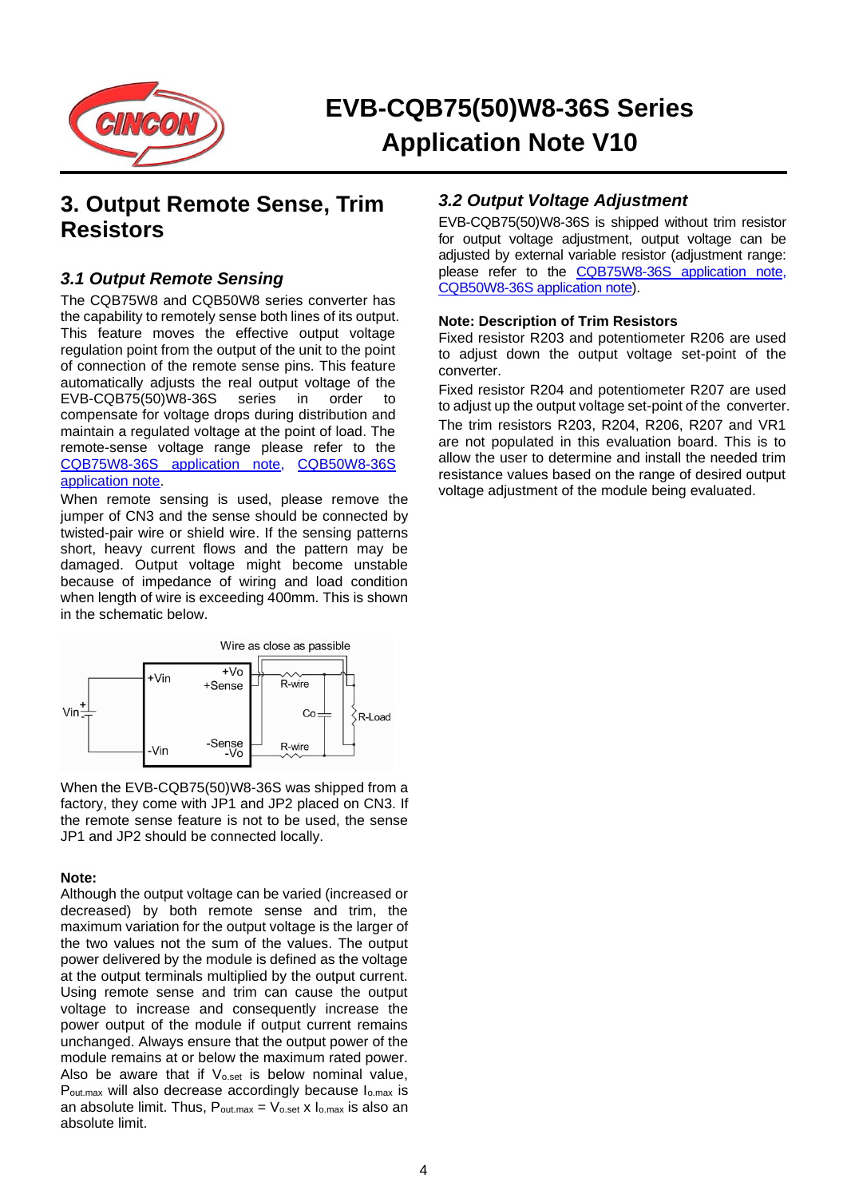## 3. Output Remote Sense, Trim Resistors

### *3.1 Output Remote Sensing*

The CQB75W8 and CQB50W8 series converter has the capability to remotely sense both lines of its output. This feature moves the effective output voltage regulation point from the output of the unit to the point of connection of the remote sense pins. This feature automatically adjusts the real output voltage of the EVB-CQB75(50)W8-36S series in order to compensate for voltage drops during distribution and maintain a regulated voltage at the point of load. The remote-sense voltage range please refer to the CQB75W8-36S application note, CQB50W8-36S application note.

When remote sensing is used, please remove the jumper of CN3 and the sense should be connected by twisted-pair wire or shield wire. If the sensing patterns short, heavy current flows and the pattern may be damaged. Output voltage might become unstable because of impedance of wiring and load condition when length of wire is exceeding 400mm. This is shown in the schematic below.

Wire as close as passible

+Vin, +Vo, +Sense, R-wire, Vin, Co, R-Load, -Vin, -Sense, -Vo, R-wire

When the EVB-CQB75(50)W8-36S was shipped from a factory, they come with JP1 and JP2 placed on CN3. If the remote sense feature is not to be used, the sense JP1 and JP2 should be connected locally.

**Note:**

Although the output voltage can be varied (increased or decreased) by both remote sense and trim, the maximum variation for the output voltage is the larger of the two values not the sum of the values. The output power delivered by the module is defined as the voltage at the output terminals multiplied by the output current. Using remote sense and trim can cause the output voltage to increase and consequently increase the power output of the module if output current remains unchanged. Always ensure that the output power of the module remains at or below the maximum rated power. Also be aware that if $V_{o.set}$ is below nominal value, $P_{out.max}$ will also decrease accordingly because $I_{o.max}$ is an absolute limit. Thus, $P_{out.max} = V_{o.set} \times I_{o.max}$ is also an absolute limit.

### *3.2 Output Voltage Adjustment*

EVB-CQB75(50)W8-36S is shipped without trim resistor for output voltage adjustment, output voltage can be adjusted by external variable resistor (adjustment range: please refer to the CQB75W8-36S application note, CQB50W8-36S application note).

**Note: Description of Trim Resistors**

Fixed resistor R203 and potentiometer R206 are used to adjust down the output voltage set-point of the converter.

Fixed resistor R204 and potentiometer R207 are used to adjust up the output voltage set-point of the converter.

The trim resistors R203, R204, R206, R207 and VR1 are not populated in this evaluation board. This is to allow the user to determine and install the needed trim resistance values based on the range of desired output voltage adjustment of the module being evaluated.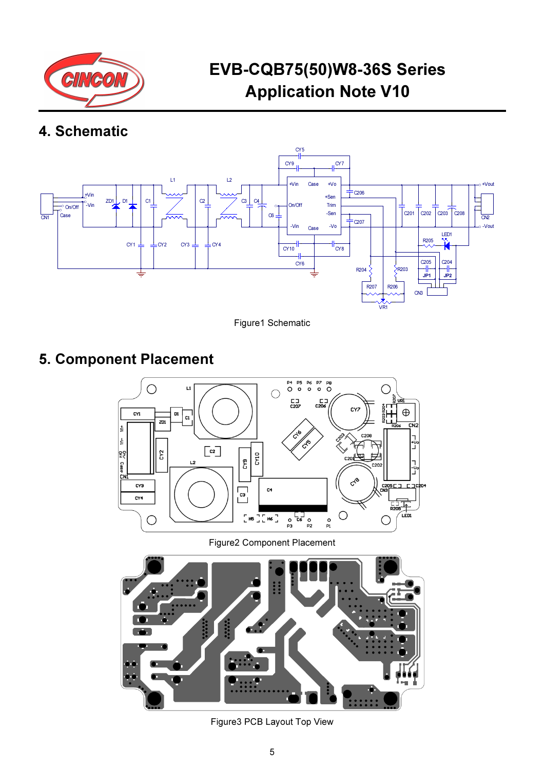## 4. Schematic

Figure1 Schematic

## 5. Component Placement

Figure2 Component Placement

Figure3 PCB Layout Top View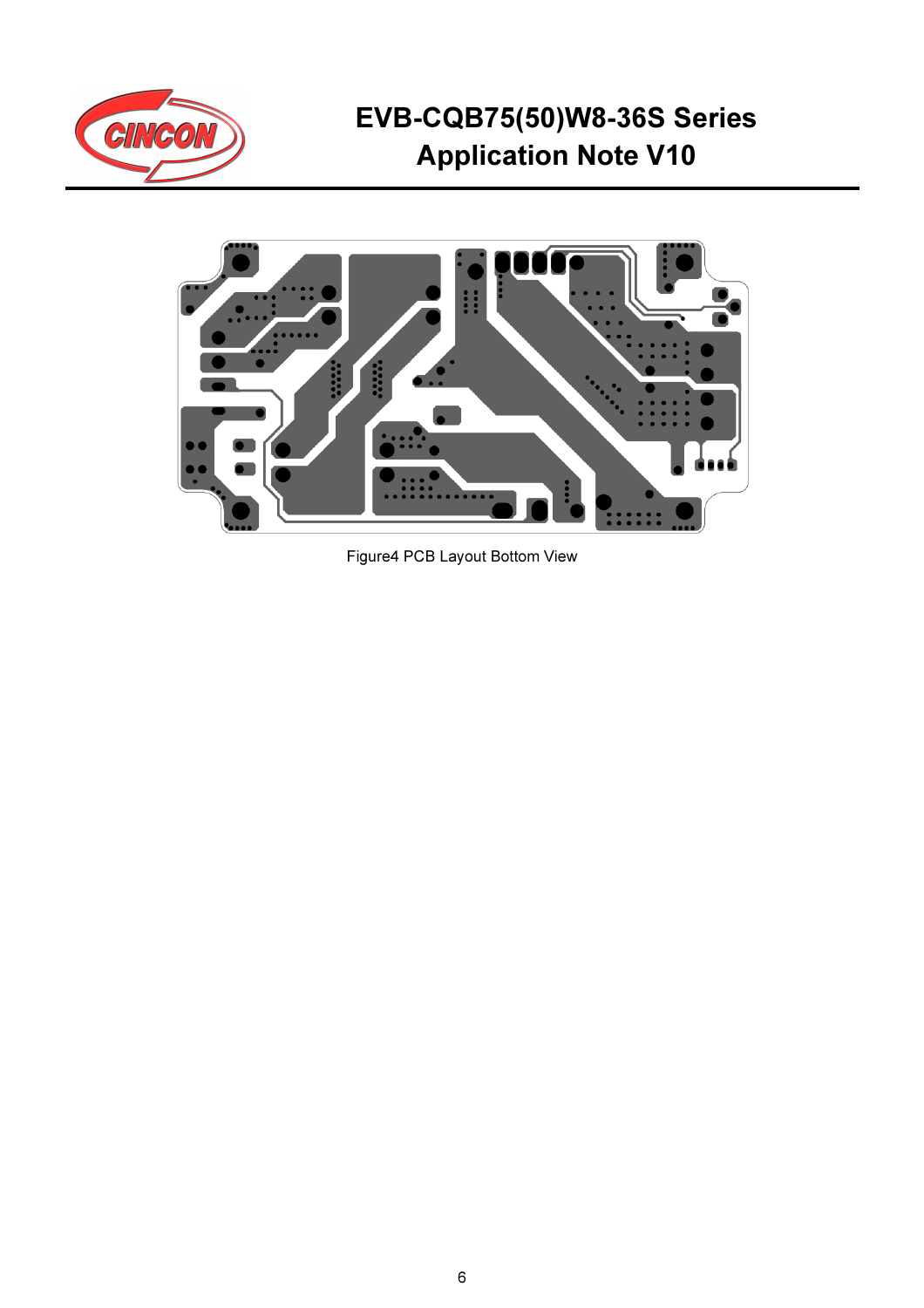Figure4 PCB Layout Bottom View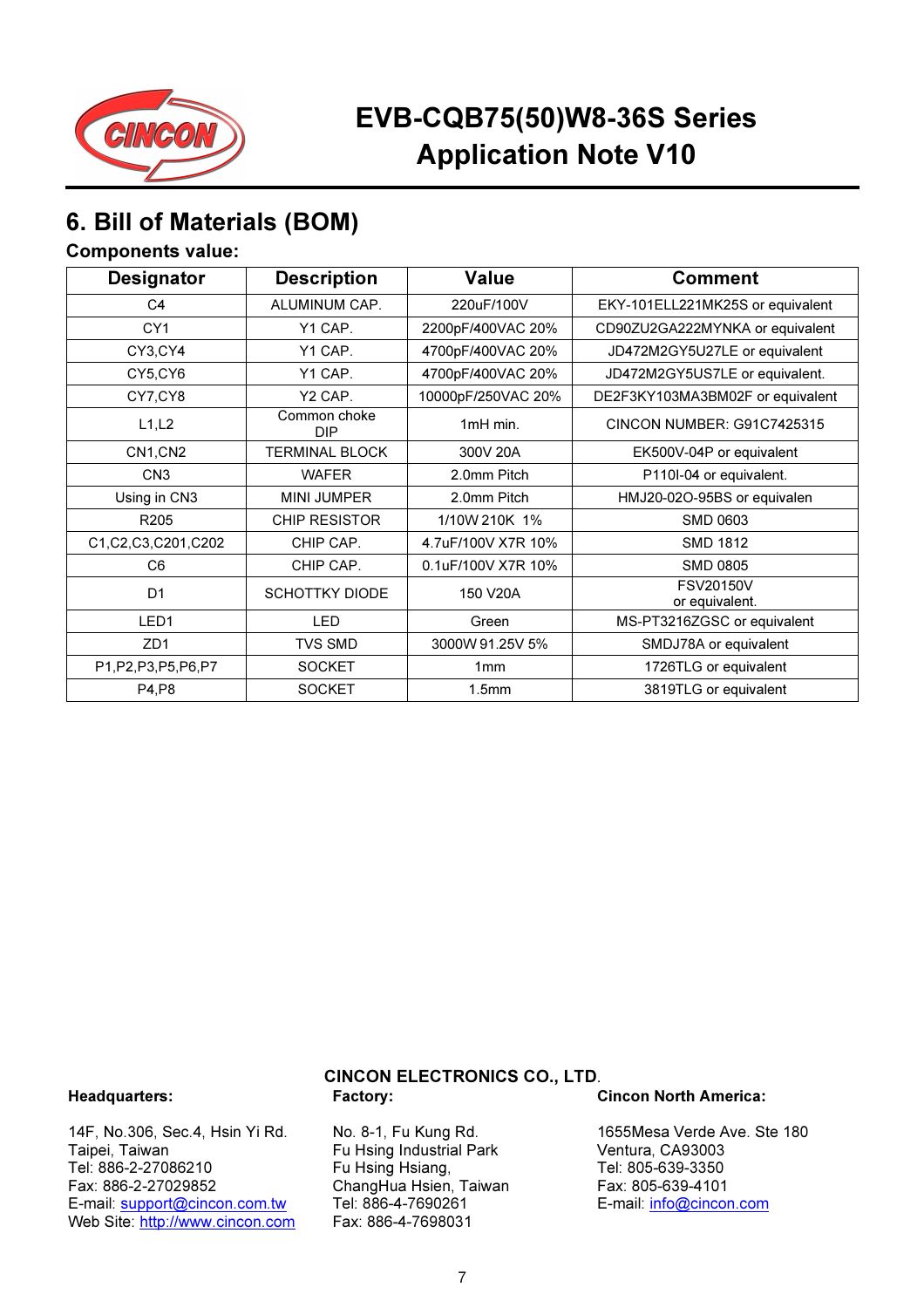## 6. Bill of Materials (BOM)

**Components value:**

| Designator | Description | Value | Comment |
|---|---|---|---|
| C4 | ALUMINUM CAP. | 220uF/100V | EKY-101ELL221MK25S or equivalent |
| CY1 | Y1 CAP. | 2200pF/400VAC 20% | CD90ZU2GA222MYNKA or equivalent |
| CY3,CY4 | Y1 CAP. | 4700pF/400VAC 20% | JD472M2GY5U27LE or equivalent |
| CY5,CY6 | Y1 CAP. | 4700pF/400VAC 20% | JD472M2GY5US7LE or equivalent. |
| CY7,CY8 | Y2 CAP. | 10000pF/250VAC 20% | DE2F3KY103MA3BM02F or equivalent |
| L1,L2 | Common choke DIP | 1mH min. | CINCON NUMBER: G91C7425315 |
| CN1,CN2 | TERMINAL BLOCK | 300V 20A | EK500V-04P or equivalent |
| CN3 | WAFER | 2.0mm Pitch | P110I-04 or equivalent. |
| Using in CN3 | MINI JUMPER | 2.0mm Pitch | HMJ20-02O-95BS or equivalen |
| R205 | CHIP RESISTOR | 1/10W 210K 1% | SMD 0603 |
| C1,C2,C3,C201,C202 | CHIP CAP. | 4.7uF/100V X7R 10% | SMD 1812 |
| C6 | CHIP CAP. | 0.1uF/100V X7R 10% | SMD 0805 |
| D1 | SCHOTTKY DIODE | 150 V20A | FSV20150V or equivalent. |
| LED1 | LED | Green | MS-PT3216ZGSC or equivalent |
| ZD1 | TVS SMD | 3000W 91.25V 5% | SMDJ78A or equivalent |
| P1,P2,P3,P5,P6,P7 | SOCKET | 1mm | 1726TLG or equivalent |
| P4,P8 | SOCKET | 1.5mm | 3819TLG or equivalent |

**CINCON ELECTRONICS CO., LTD.**

**Headquarters:**

14F, No.306, Sec.4, Hsin Yi Rd.
Taipei, Taiwan
Tel: 886-2-27086210
Fax: 886-2-27029852
E-mail: support@cincon.com.tw
Web Site: http://www.cincon.com

**Factory:**

No. 8-1, Fu Kung Rd.
Fu Hsing Industrial Park
Fu Hsing Hsiang,
ChangHua Hsien, Taiwan
Tel: 886-4-7690261
Fax: 886-4-7698031

**Cincon North America:**

1655Mesa Verde Ave. Ste 180
Ventura, CA93003
Tel: 805-639-3350
Fax: 805-639-4101
E-mail: info@cincon.com